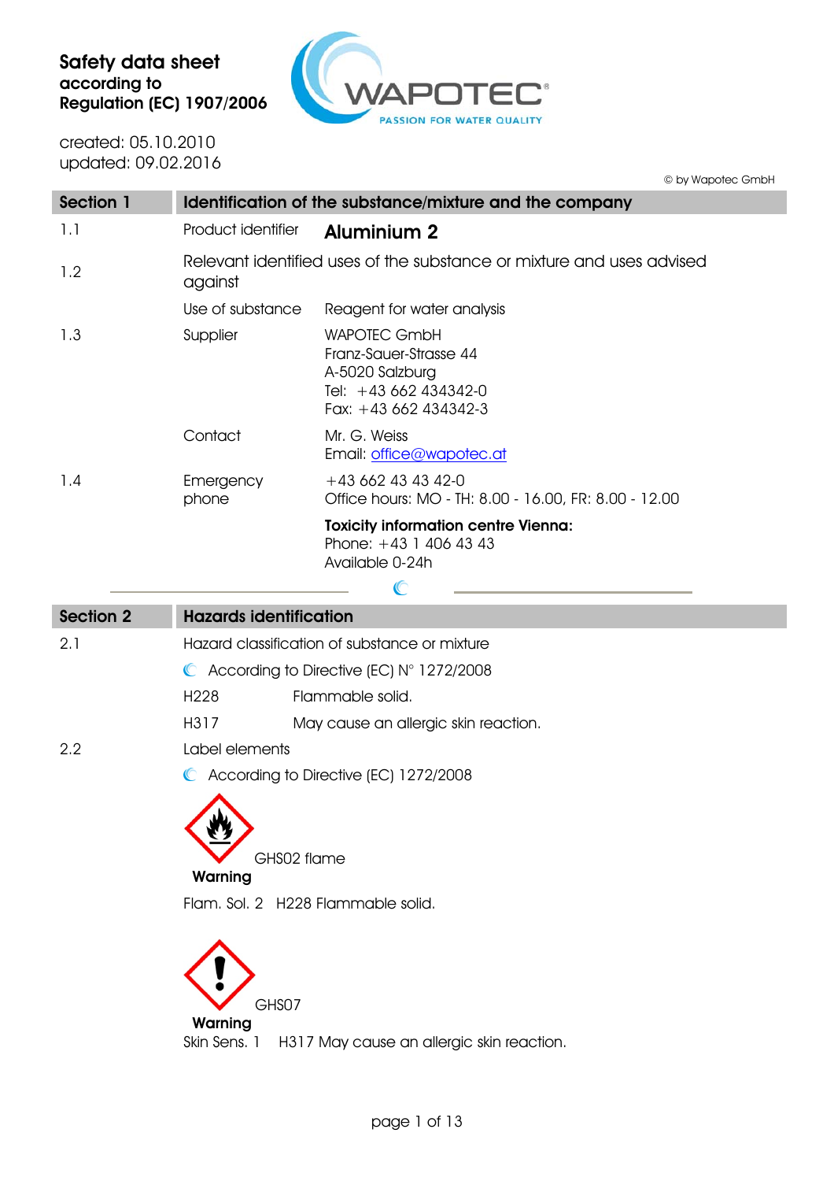# Safety data sheet
**according to**
**Regulation (EC) 1907/2006**

WAPOTEC®
PASSION FOR WATER QUALITY

created: 05.10.2010
updated: 09.02.2016

© by Wapotec GmbH

## Section 1 Identification of the substance/mixture and the company

| | | |
|---|---|---|
| 1.1 | Product identifier | **Aluminium 2** |
| 1.2 | Relevant identified uses of the substance or mixture and uses advised against | |
| | Use of substance | Reagent for water analysis |
| 1.3 | Supplier | WAPOTEC GmbH<br>Franz-Sauer-Strasse 44<br>A-5020 Salzburg<br>Tel: +43 662 434342-0<br>Fax: +43 662 434342-3 |
| | Contact | Mr. G. Weiss<br>Email: office@wapotec.at |
| 1.4 | Emergency phone | +43 662 43 43 42-0<br>Office hours: MO - TH: 8.00 - 16.00, FR: 8.00 - 12.00 |
| | | **Toxicity information centre Vienna:**<br>Phone: +43 1 406 43 43<br>Available 0-24h |

## Section 2 Hazards identification

2.1 Hazard classification of substance or mixture

According to Directive (EC) N° 1272/2008

| | |
|---|---|
| H228 | Flammable solid. |
| H317 | May cause an allergic skin reaction. |

2.2 Label elements

According to Directive (EC) 1272/2008

GHS02 flame

**Warning**

Flam. Sol. 2 H228 Flammable solid.

GHS07

**Warning**

Skin Sens. 1 H317 May cause an allergic skin reaction.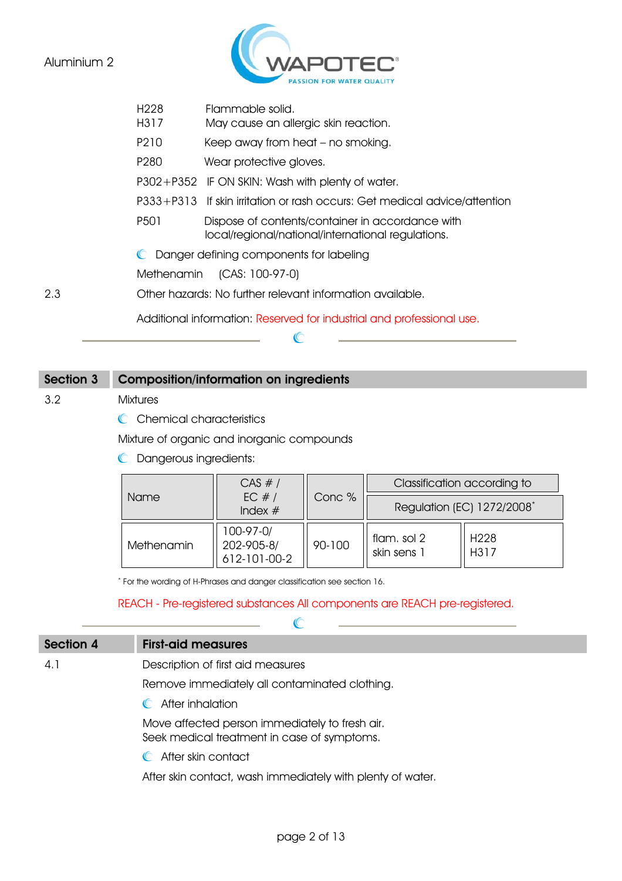| | |
|---|---|
| H228 | Flammable solid. |
| H317 | May cause an allergic skin reaction. |
| P210 | Keep away from heat – no smoking. |
| P280 | Wear protective gloves. |
| P302+P352 | IF ON SKIN: Wash with plenty of water. |
| P333+P313 | If skin irritation or rash occurs: Get medical advice/attention |
| P501 | Dispose of contents/container in accordance with local/regional/national/international regulations. |

Danger defining components for labeling

Methenamin (CAS: 100-97-0)

2.3 Other hazards: No further relevant information available.

Additional information: Reserved for industrial and professional use.

## Section 3 Composition/information on ingredients

3.2 Mixtures

Chemical characteristics

Mixture of organic and inorganic compounds

Dangerous ingredients:

| Name | CAS # / EC # / Index # | Conc % | Classification according to Regulation (EC) 1272/2008* | |
|---|---|---|---|---|
| Methenamin | 100-97-0/ 202-905-8/ 612-101-00-2 | 90-100 | flam. sol 2<br>skin sens 1 | H228<br>H317 |

* For the wording of H-Phrases and danger classification see section 16.

REACH - Pre-registered substances All components are REACH pre-registered.

## Section 4 First-aid measures

4.1 Description of first aid measures

Remove immediately all contaminated clothing.

After inhalation

Move affected person immediately to fresh air.
Seek medical treatment in case of symptoms.

After skin contact

After skin contact, wash immediately with plenty of water.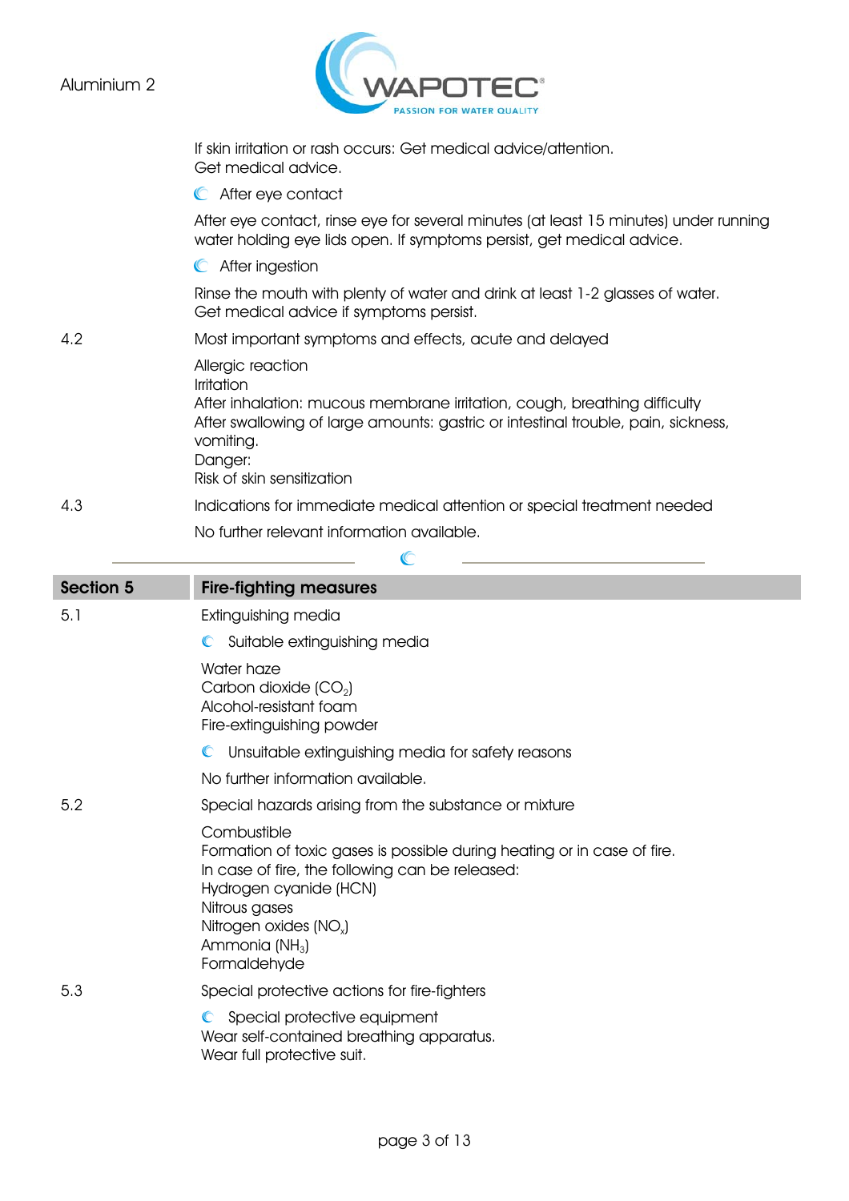If skin irritation or rash occurs: Get medical advice/attention.
Get medical advice.

- After eye contact

After eye contact, rinse eye for several minutes (at least 15 minutes) under running water holding eye lids open. If symptoms persist, get medical advice.

- After ingestion

Rinse the mouth with plenty of water and drink at least 1-2 glasses of water.
Get medical advice if symptoms persist.

**4.2** Most important symptoms and effects, acute and delayed

Allergic reaction
Irritation
After inhalation: mucous membrane irritation, cough, breathing difficulty
After swallowing of large amounts: gastric or intestinal trouble, pain, sickness, vomiting.
Danger:
Risk of skin sensitization

**4.3** Indications for immediate medical attention or special treatment needed

No further relevant information available.

## Section 5 Fire-fighting measures

**5.1** Extinguishing media

- Suitable extinguishing media

Water haze
Carbon dioxide ($CO_2$)
Alcohol-resistant foam
Fire-extinguishing powder

- Unsuitable extinguishing media for safety reasons

No further information available.

**5.2** Special hazards arising from the substance or mixture

Combustible
Formation of toxic gases is possible during heating or in case of fire.
In case of fire, the following can be released:
Hydrogen cyanide (HCN)
Nitrous gases
Nitrogen oxides ($NO_x$)
Ammonia ($NH_3$)
Formaldehyde

**5.3** Special protective actions for fire-fighters

- Special protective equipment

Wear self-contained breathing apparatus.
Wear full protective suit.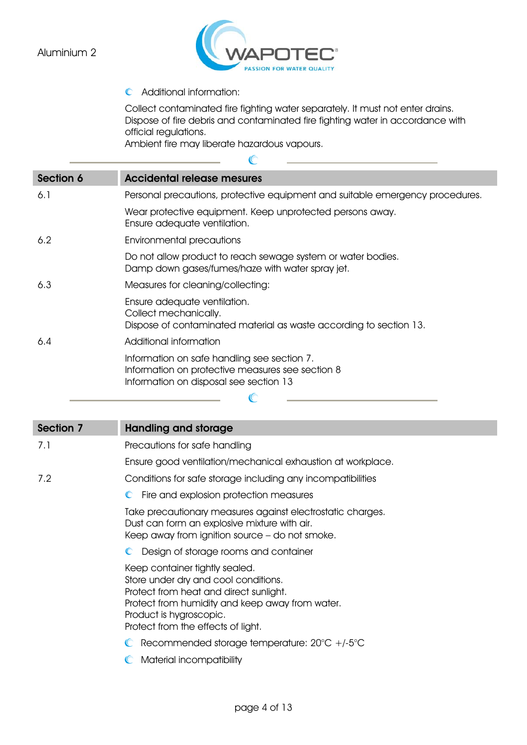- Additional information:

Collect contaminated fire fighting water separately. It must not enter drains.
Dispose of fire debris and contaminated fire fighting water in accordance with official regulations.
Ambient fire may liberate hazardous vapours.

## Section 6 — Accidental release mesures

**6.1** Personal precautions, protective equipment and suitable emergency procedures.

Wear protective equipment. Keep unprotected persons away.
Ensure adequate ventilation.

**6.2** Environmental precautions

Do not allow product to reach sewage system or water bodies.
Damp down gases/fumes/haze with water spray jet.

**6.3** Measures for cleaning/collecting:

Ensure adequate ventilation.
Collect mechanically.
Dispose of contaminated material as waste according to section 13.

**6.4** Additional information

Information on safe handling see section 7.
Information on protective measures see section 8
Information on disposal see section 13

## Section 7 — Handling and storage

**7.1** Precautions for safe handling

Ensure good ventilation/mechanical exhaustion at workplace.

**7.2** Conditions for safe storage including any incompatibilities

- Fire and explosion protection measures

Take precautionary measures against electrostatic charges.
Dust can form an explosive mixture with air.
Keep away from ignition source – do not smoke.

- Design of storage rooms and container

Keep container tightly sealed.
Store under dry and cool conditions.
Protect from heat and direct sunlight.
Protect from humidity and keep away from water.
Product is hygroscopic.
Protect from the effects of light.

- Recommended storage temperature: 20°C +/-5°C
- Material incompatibility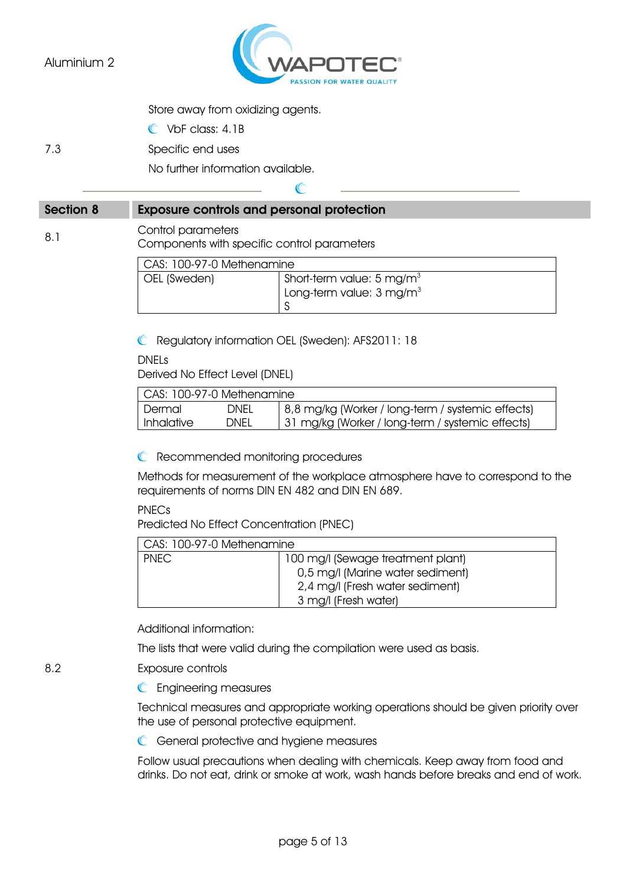Store away from oxidizing agents.

VbF class: 4.1B

7.3 Specific end uses

No further information available.

## Section 8 Exposure controls and personal protection

8.1 Control parameters

Components with specific control parameters

| CAS: 100-97-0 Methenamine | |
|---|---|
| OEL (Sweden) | Short-term value: 5 mg/m$^3$<br>Long-term value: 3 mg/m$^3$<br>S |

Regulatory information OEL (Sweden): AFS2011: 18

DNELs

Derived No Effect Level (DNEL)

| CAS: 100-97-0 Methenamine | | |
|---|---|---|
| Dermal | DNEL | 8,8 mg/kg (Worker / long-term / systemic effects) |
| Inhalative | DNEL | 31 mg/kg (Worker / long-term / systemic effects) |

Recommended monitoring procedures

Methods for measurement of the workplace atmosphere have to correspond to the requirements of norms DIN EN 482 and DIN EN 689.

PNECs

Predicted No Effect Concentration (PNEC)

| CAS: 100-97-0 Methenamine | |
|---|---|
| PNEC | 100 mg/l (Sewage treatment plant)<br>0,5 mg/l (Marine water sediment)<br>2,4 mg/l (Fresh water sediment)<br>3 mg/l (Fresh water) |

Additional information:

The lists that were valid during the compilation were used as basis.

8.2 Exposure controls

Engineering measures

Technical measures and appropriate working operations should be given priority over the use of personal protective equipment.

General protective and hygiene measures

Follow usual precautions when dealing with chemicals. Keep away from food and drinks. Do not eat, drink or smoke at work, wash hands before breaks and end of work.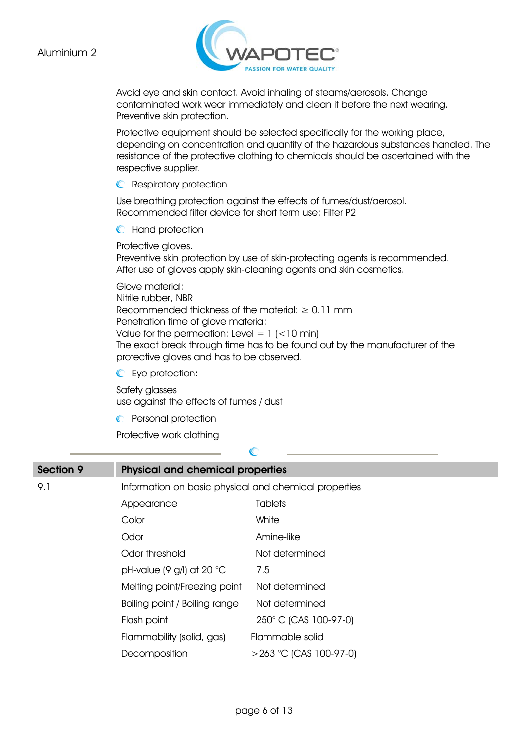Avoid eye and skin contact. Avoid inhaling of steams/aerosols. Change contaminated work wear immediately and clean it before the next wearing. Preventive skin protection.

Protective equipment should be selected specifically for the working place, depending on concentration and quantity of the hazardous substances handled. The resistance of the protective clothing to chemicals should be ascertained with the respective supplier.

- Respiratory protection

Use breathing protection against the effects of fumes/dust/aerosol. Recommended filter device for short term use: Filter P2

- Hand protection

Protective gloves.
Preventive skin protection by use of skin-protecting agents is recommended.
After use of gloves apply skin-cleaning agents and skin cosmetics.

Glove material:
Nitrile rubber, NBR
Recommended thickness of the material: ≥ 0.11 mm
Penetration time of glove material:
Value for the permeation: Level = 1 (<10 min)
The exact break through time has to be found out by the manufacturer of the protective gloves and has to be observed.

- Eye protection:

Safety glasses
use against the effects of fumes / dust

- Personal protection

Protective work clothing

---

## Section 9 Physical and chemical properties

9.1 Information on basic physical and chemical properties

| Property | Value |
|---|---|
| Appearance | Tablets |
| Color | White |
| Odor | Amine-like |
| Odor threshold | Not determined |
| pH-value (9 g/l) at 20 °C | 7.5 |
| Melting point/Freezing point | Not determined |
| Boiling point / Boiling range | Not determined |
| Flash point | 250° C (CAS 100-97-0) |
| Flammability (solid, gas) | Flammable solid |
| Decomposition | >263 °C (CAS 100-97-0) |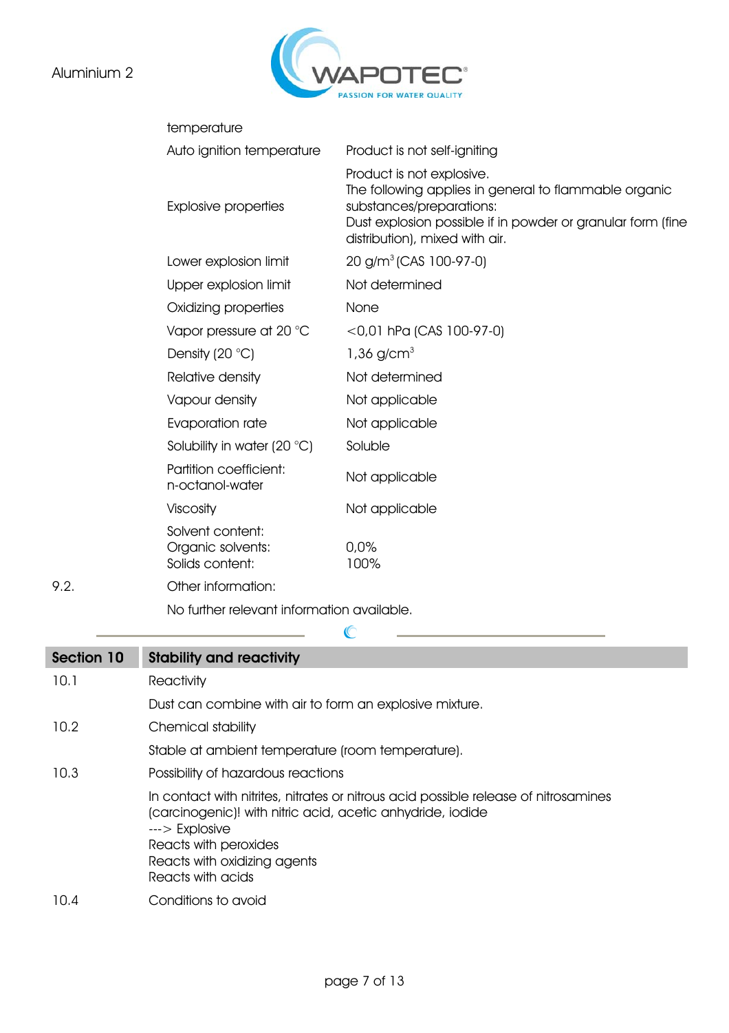| | |
|---|---|
| temperature | |
| Auto ignition temperature | Product is not self-igniting |
| Explosive properties | Product is not explosive.<br>The following applies in general to flammable organic substances/preparations:<br>Dust explosion possible if in powder or granular form (fine distribution), mixed with air. |
| Lower explosion limit | 20 g/m³ (CAS 100-97-0) |
| Upper explosion limit | Not determined |
| Oxidizing properties | None |
| Vapor pressure at 20 °C | <0,01 hPa (CAS 100-97-0) |
| Density (20 °C) | 1,36 g/cm³ |
| Relative density | Not determined |
| Vapour density | Not applicable |
| Evaporation rate | Not applicable |
| Solubility in water (20 °C) | Soluble |
| Partition coefficient: n-octanol-water | Not applicable |
| Viscosity | Not applicable |
| Solvent content:<br>Organic solvents:<br>Solids content: | <br>0,0%<br>100% |

9.2. Other information:

No further relevant information available.

## Section 10 Stability and reactivity

10.1 Reactivity

Dust can combine with air to form an explosive mixture.

10.2 Chemical stability

Stable at ambient temperature (room temperature).

10.3 Possibility of hazardous reactions

In contact with nitrites, nitrates or nitrous acid possible release of nitrosamines (carcinogenic)! with nitric acid, acetic anhydride, iodide
---> Explosive
Reacts with peroxides
Reacts with oxidizing agents
Reacts with acids

10.4 Conditions to avoid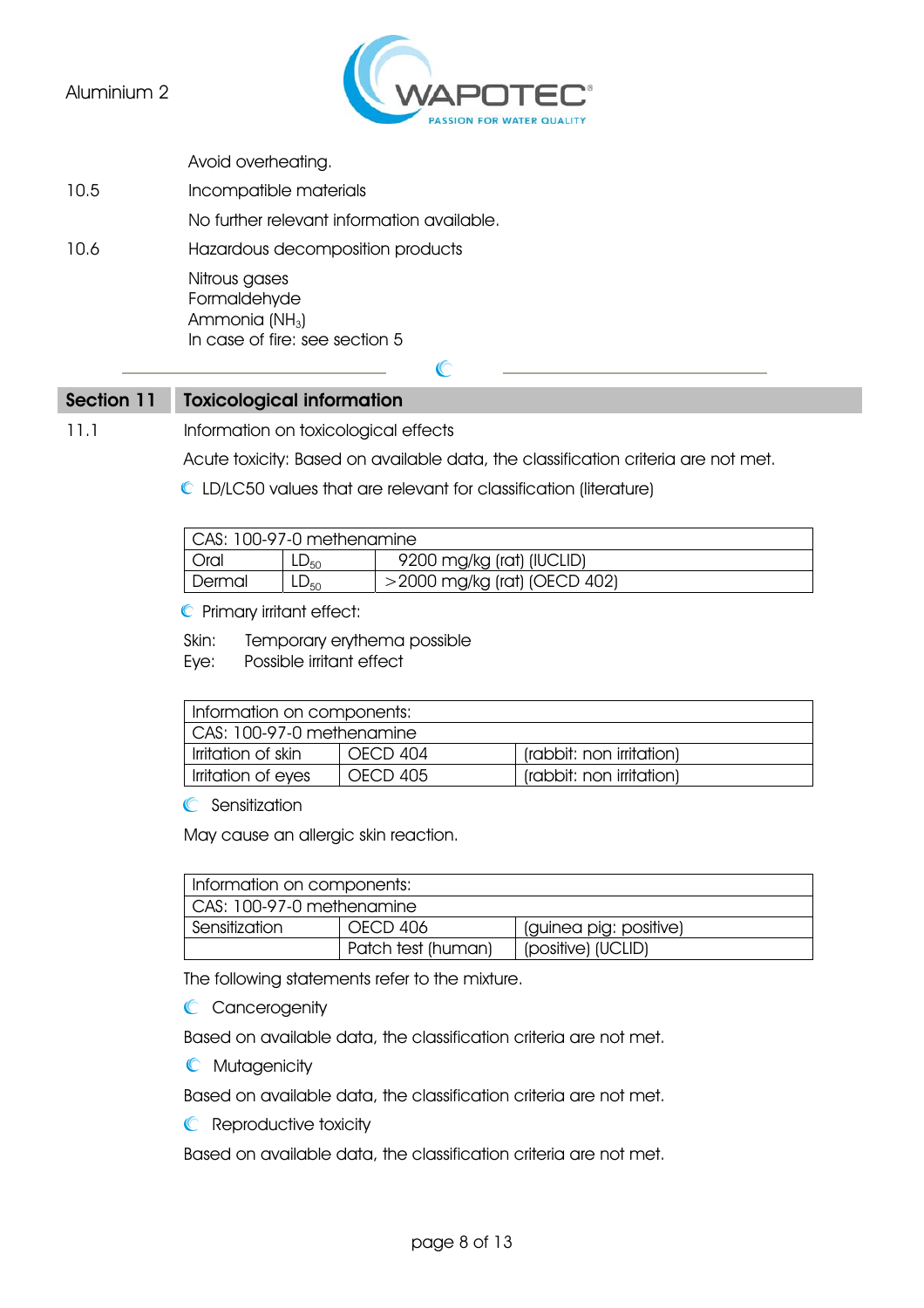Avoid overheating.

10.5 Incompatible materials

No further relevant information available.

10.6 Hazardous decomposition products

Nitrous gases
Formaldehyde
Ammonia ($NH_3$)
In case of fire: see section 5

## Section 11 Toxicological information

11.1 Information on toxicological effects

Acute toxicity: Based on available data, the classification criteria are not met.

LD/LC50 values that are relevant for classification (literature)

| CAS: 100-97-0 methenamine | | |
|---|---|---|
| Oral | $LD_{50}$ | 9200 mg/kg (rat) (IUCLID) |
| Dermal | $LD_{50}$ | >2000 mg/kg (rat) (OECD 402) |

Primary irritant effect:

Skin: Temporary erythema possible
Eye: Possible irritant effect

| Information on components: | | |
|---|---|---|
| CAS: 100-97-0 methenamine | | |
| Irritation of skin | OECD 404 | (rabbit: non irritation) |
| Irritation of eyes | OECD 405 | (rabbit: non irritation) |

Sensitization

May cause an allergic skin reaction.

| Information on components: | | |
|---|---|---|
| CAS: 100-97-0 methenamine | | |
| Sensitization | OECD 406 | (guinea pig: positive) |
| | Patch test (human) | (positive) (UCLID) |

The following statements refer to the mixture.

Cancerogenity

Based on available data, the classification criteria are not met.

Mutagenicity

Based on available data, the classification criteria are not met.

Reproductive toxicity

Based on available data, the classification criteria are not met.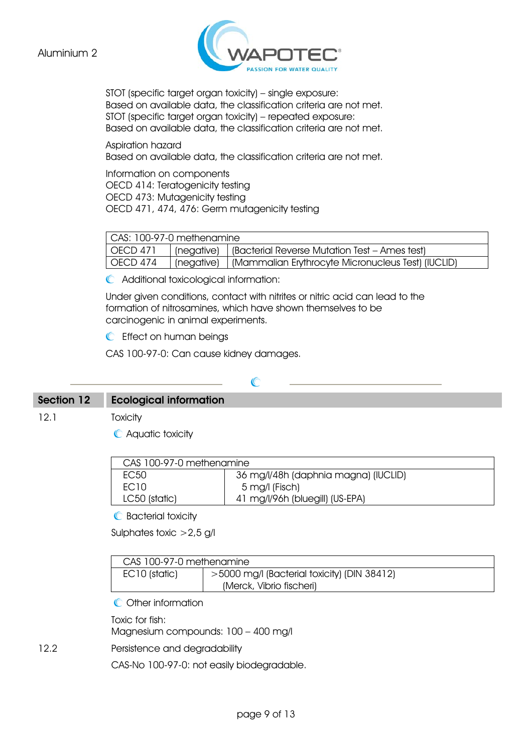STOT (specific target organ toxicity) – single exposure:
Based on available data, the classification criteria are not met.
STOT (specific target organ toxicity) – repeated exposure:
Based on available data, the classification criteria are not met.

Aspiration hazard
Based on available data, the classification criteria are not met.

Information on components
OECD 414: Teratogenicity testing
OECD 473: Mutagenicity testing
OECD 471, 474, 476: Germ mutagenicity testing

| CAS: 100-97-0 methenamine | | |
|---|---|---|
| OECD 471 | (negative) | (Bacterial Reverse Mutation Test – Ames test) |
| OECD 474 | (negative) | (Mammalian Erythrocyte Micronucleus Test) (IUCLID) |

Additional toxicological information:

Under given conditions, contact with nitrites or nitric acid can lead to the formation of nitrosamines, which have shown themselves to be carcinogenic in animal experiments.

Effect on human beings

CAS 100-97-0: Can cause kidney damages.

## Section 12 Ecological information

12.1 Toxicity

Aquatic toxicity

| CAS 100-97-0 methenamine | |
|---|---|
| EC50 | 36 mg/l/48h (daphnia magna) (IUCLID) |
| EC10 | 5 mg/l (Fisch) |
| LC50 (static) | 41 mg/l/96h (bluegill) (US-EPA) |

Bacterial toxicity

Sulphates toxic >2,5 g/l

| CAS 100-97-0 methenamine | |
|---|---|
| EC10 (static) | >5000 mg/l (Bacterial toxicity) (DIN 38412) (Merck, Vibrio fischeri) |

Other information

Toxic for fish:
Magnesium compounds: 100 – 400 mg/l

12.2 Persistence and degradability

CAS-No 100-97-0: not easily biodegradable.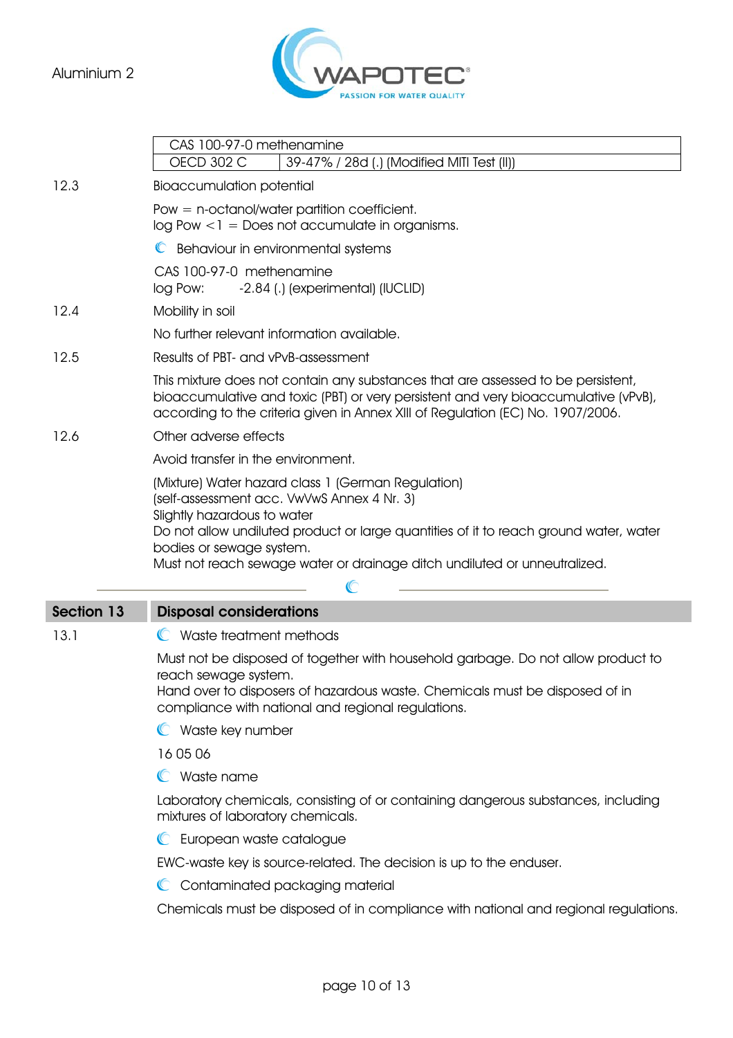| CAS 100-97-0 methenamine | |
|---|---|
| OECD 302 C | 39-47% / 28d (.) (Modified MITI Test (II)) |

12.3 Bioaccumulation potential

Pow = n-octanol/water partition coefficient.
log Pow < 1 = Does not accumulate in organisms.

Behaviour in environmental systems

CAS 100-97-0 methenamine
log Pow: -2.84 (.) (experimental) (IUCLID)

12.4 Mobility in soil

No further relevant information available.

12.5 Results of PBT- and vPvB-assessment

This mixture does not contain any substances that are assessed to be persistent, bioaccumulative and toxic (PBT) or very persistent and very bioaccumulative (vPvB), according to the criteria given in Annex XIII of Regulation (EC) No. 1907/2006.

12.6 Other adverse effects

Avoid transfer in the environment.

(Mixture) Water hazard class 1 (German Regulation)
(self-assessment acc. VwVwS Annex 4 Nr. 3)
Slightly hazardous to water
Do not allow undiluted product or large quantities of it to reach ground water, water bodies or sewage system.
Must not reach sewage water or drainage ditch undiluted or unneutralized.

## Section 13 Disposal considerations

13.1 Waste treatment methods

Must not be disposed of together with household garbage. Do not allow product to reach sewage system.
Hand over to disposers of hazardous waste. Chemicals must be disposed of in compliance with national and regional regulations.

Waste key number

16 05 06

Waste name

Laboratory chemicals, consisting of or containing dangerous substances, including mixtures of laboratory chemicals.

European waste catalogue

EWC-waste key is source-related. The decision is up to the enduser.

Contaminated packaging material

Chemicals must be disposed of in compliance with national and regional regulations.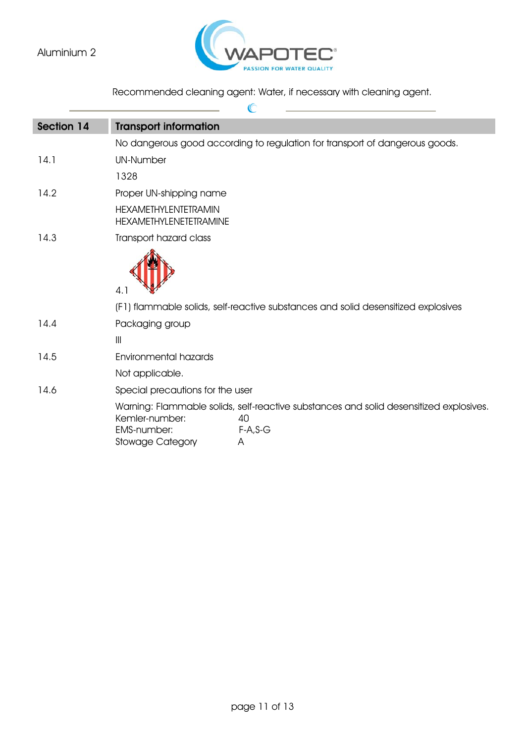Recommended cleaning agent: Water, if necessary with cleaning agent.

## Section 14 Transport information

No dangerous good according to regulation for transport of dangerous goods.

**14.1** UN-Number

1328

**14.2** Proper UN-shipping name

HEXAMETHYLENTETRAMIN
HEXAMETHYLENETETRAMINE

**14.3** Transport hazard class

4.1

(F1) flammable solids, self-reactive substances and solid desensitized explosives

**14.4** Packaging group

III

**14.5** Environmental hazards

Not applicable.

**14.6** Special precautions for the user

Warning: Flammable solids, self-reactive substances and solid desensitized explosives.

| | |
|---|---|
| Kemler-number: | 40 |
| EMS-number: | F-A,S-G |
| Stowage Category | A |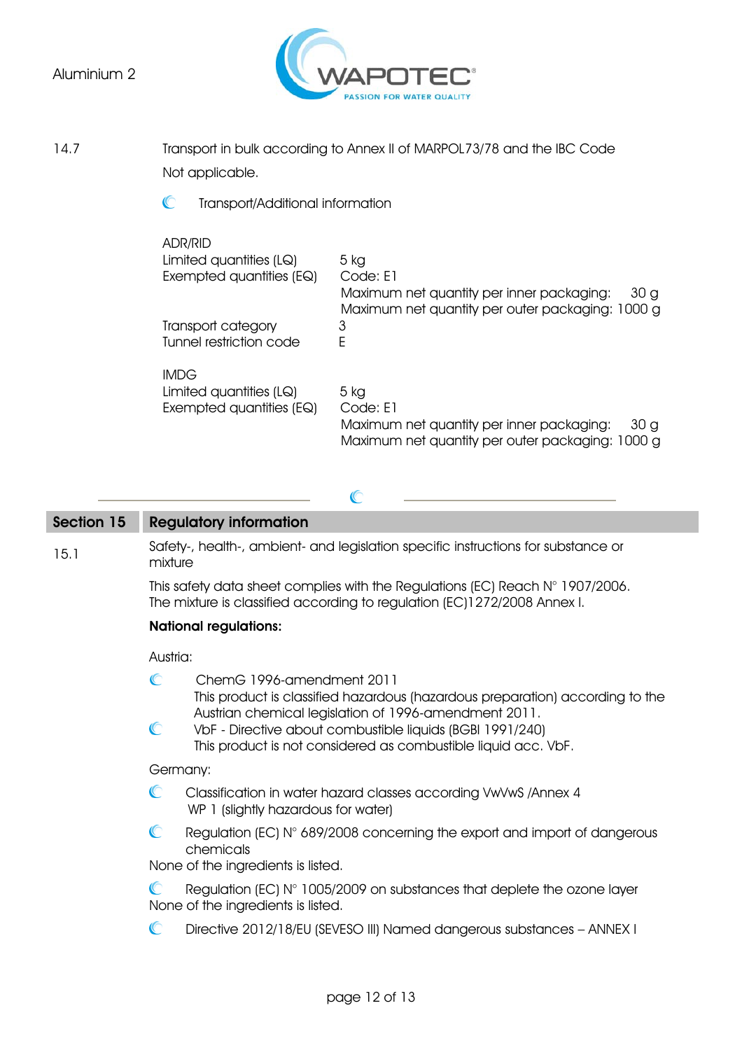14.7 Transport in bulk according to Annex II of MARPOL73/78 and the IBC Code

Not applicable.

Transport/Additional information

**ADR/RID**

| | |
|---|---|
| Limited quantities (LQ) | 5 kg |
| Exempted quantities (EQ) | Code: E1<br>Maximum net quantity per inner packaging: 30 g<br>Maximum net quantity per outer packaging: 1000 g |
| Transport category | 3 |
| Tunnel restriction code | E |

**IMDG**

| | |
|---|---|
| Limited quantities (LQ) | 5 kg |
| Exempted quantities (EQ) | Code: E1<br>Maximum net quantity per inner packaging: 30 g<br>Maximum net quantity per outer packaging: 1000 g |

## Section 15 Regulatory information

15.1 Safety-, health-, ambient- and legislation specific instructions for substance or mixture

This safety data sheet complies with the Regulations (EC) Reach N° 1907/2006.
The mixture is classified according to regulation (EC)1272/2008 Annex I.

**National regulations:**

Austria:

- ChemG 1996-amendment 2011
  This product is classified hazardous (hazardous preparation) according to the Austrian chemical legislation of 1996-amendment 2011.
- VbF - Directive about combustible liquids (BGBI 1991/240)
  This product is not considered as combustible liquid acc. VbF.

Germany:

- Classification in water hazard classes according VwVwS /Annex 4
  WP 1 (slightly hazardous for water)
- Regulation (EC) N° 689/2008 concerning the export and import of dangerous chemicals

None of the ingredients is listed.

- Regulation (EC) N° 1005/2009 on substances that deplete the ozone layer

None of the ingredients is listed.

- Directive 2012/18/EU (SEVESO III) Named dangerous substances – ANNEX I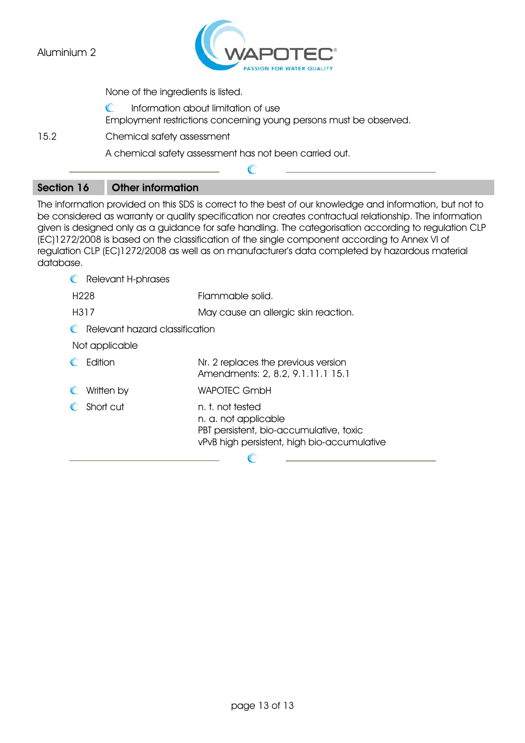None of the ingredients is listed.

Information about limitation of use

Employment restrictions concerning young persons must be observed.

15.2 Chemical safety assessment

A chemical safety assessment has not been carried out.

## Section 16 Other information

The information provided on this SDS is correct to the best of our knowledge and information, but not to be considered as warranty or quality specification nor creates contractual relationship. The information given is designed only as a guidance for safe handling. The categorisation according to regulation CLP (EC)1272/2008 is based on the classification of the single component according to Annex VI of regulation CLP (EC)1272/2008 as well as on manufacturer's data completed by hazardous material database.

Relevant H-phrases

| | |
|---|---|
| H228 | Flammable solid. |
| H317 | May cause an allergic skin reaction. |

Relevant hazard classification

Not applicable

| | |
|---|---|
| Edition | Nr. 2 replaces the previous version<br>Amendments: 2, 8.2, 9.1.11.1 15.1 |
| Written by | WAPOTEC GmbH |
| Short cut | n. t. not tested<br>n. a. not applicable<br>PBT persistent, bio-accumulative, toxic<br>vPvB high persistent, high bio-accumulative |